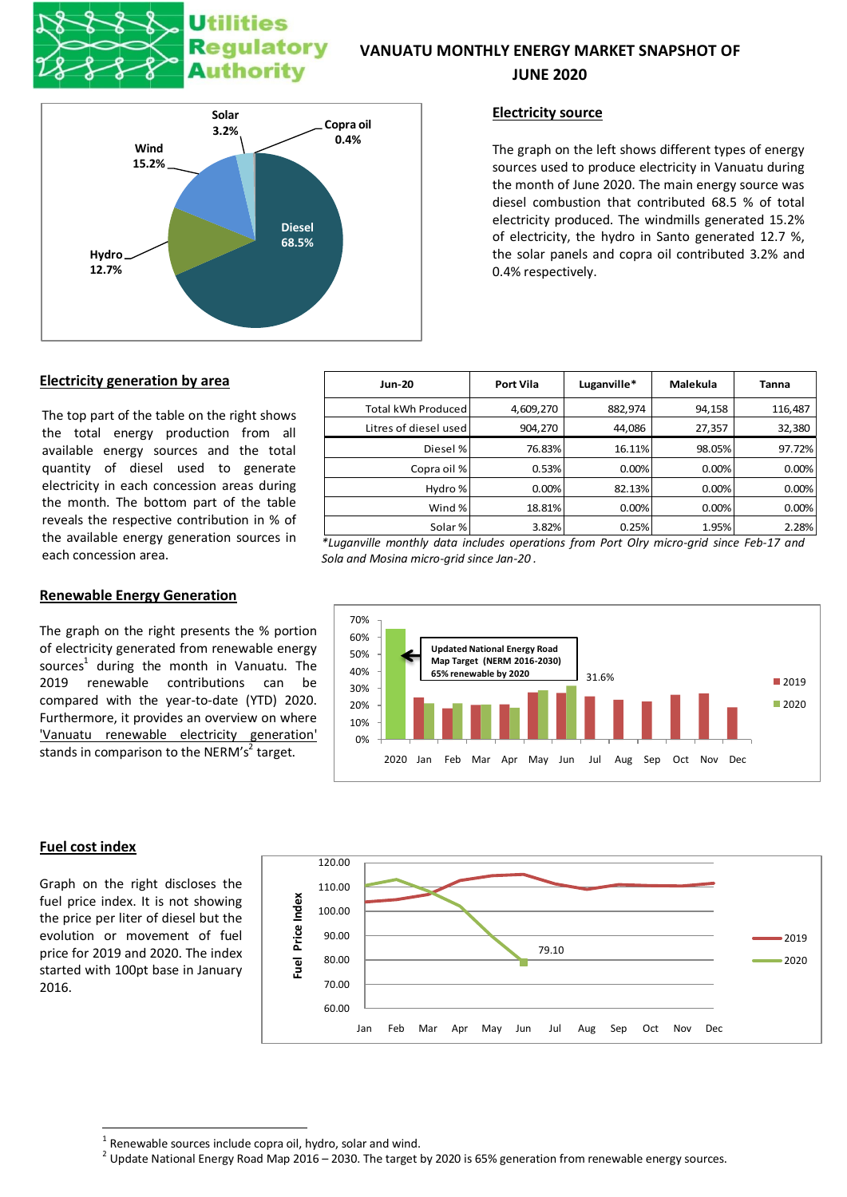# VANUATU MONTHLY ENERGY MARKET SNAPSHOT OF JUNE 2020

## Electricity source

The graph on the left shows different types of energy sources used to produce electricity in Vanuatu during the month of June 2020. The main energy source was diesel combustion that contributed 68.5 % of total electricity produced. The windmills generated 15.2% of electricity, the hydro in Santo generated 12.7 %, the solar panels and copra oil contributed 3.2% and 0.4% respectively.

## Electricity generation by area

The top part of the table on the right shows the total energy production from all available energy sources and the total quantity of diesel used to generate electricity in each concession areas during the month. The bottom part of the table reveals the respective contribution in % of the available energy generation sources in each concession area.

| Jun-20 | Port Vila | Luganville* | Malekula | Tanna |
|---|---|---|---|---|
| Total kWh Produced | 4,609,270 | 882,974 | 94,158 | 116,487 |
| Litres of diesel used | 904,270 | 44,086 | 27,357 | 32,380 |
| Diesel % | 76.83% | 16.11% | 98.05% | 97.72% |
| Copra oil % | 0.53% | 0.00% | 0.00% | 0.00% |
| Hydro % | 0.00% | 82.13% | 0.00% | 0.00% |
| Wind % | 18.81% | 0.00% | 0.00% | 0.00% |
| Solar % | 3.82% | 0.25% | 1.95% | 2.28% |

*\*Luganville monthly data includes operations from Port Olry micro-grid since Feb-17 and Sola and Mosina micro-grid since Jan-20 .*

## Renewable Energy Generation

The graph on the right presents the % portion of electricity generated from renewable energy sources[1] during the month in Vanuatu. The 2019 renewable contributions can be compared with the year-to-date (YTD) 2020. Furthermore, it provides an overview on where 'Vanuatu renewable electricity generation' stands in comparison to the NERM's[2] target.

## Fuel cost index

Graph on the right discloses the fuel price index. It is not showing the price per liter of diesel but the evolution or movement of fuel price for 2019 and 2020. The index started with 100pt base in January 2016.

---

[1] Renewable sources include copra oil, hydro, solar and wind.

[2] Update National Energy Road Map 2016 – 2030. The target by 2020 is 65% generation from renewable energy sources.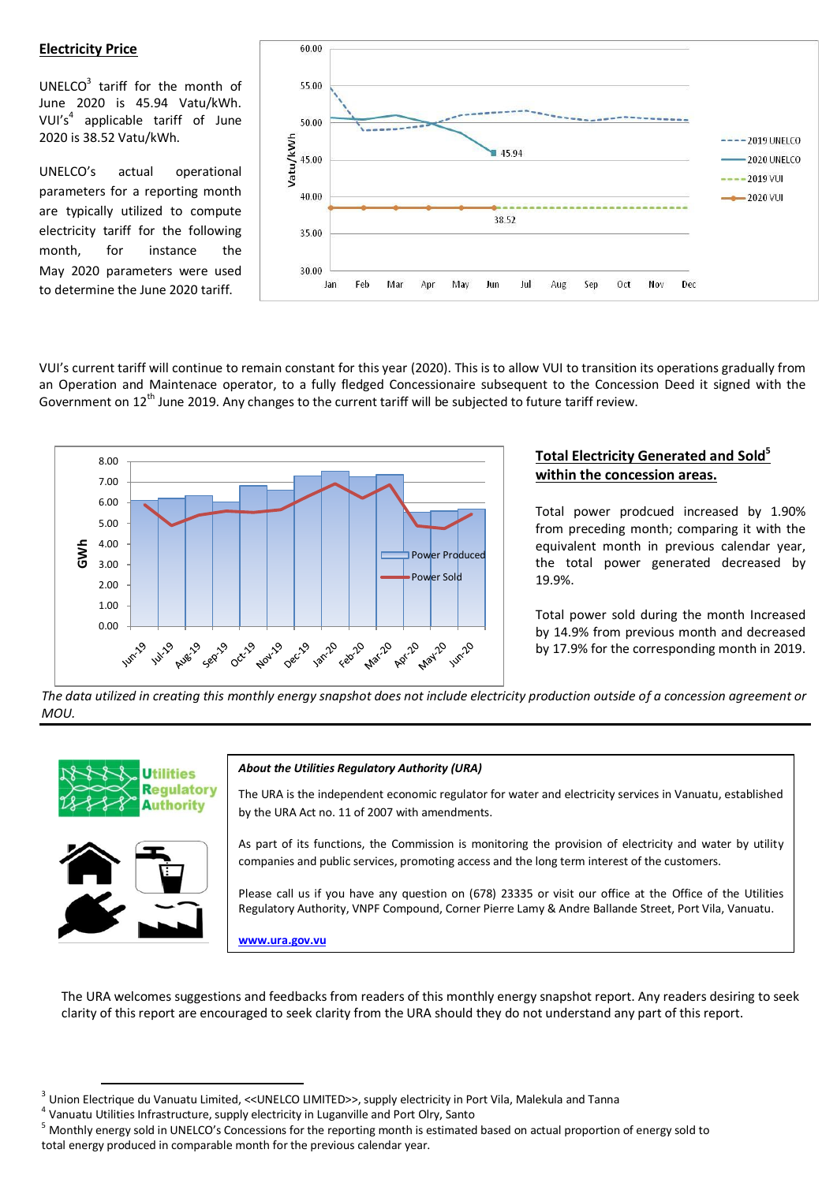## Electricity Price

UNELCO[3] tariff for the month of June 2020 is 45.94 Vatu/kWh. VUI's[4] applicable tariff of June 2020 is 38.52 Vatu/kWh.

UNELCO's actual operational parameters for a reporting month are typically utilized to compute electricity tariff for the following month, for instance the May 2020 parameters were used to determine the June 2020 tariff.

60.00
55.00
50.00
45.00
40.00
35.00
30.00
Vatu/kWh
Jan Feb Mar Apr May Jun Jul Aug Sep Oct Nov Dec
45.94
38.52
2019 UNELCO
2020 UNELCO
2019 VUI
2020 VUI

VUI's current tariff will continue to remain constant for this year (2020). This is to allow VUI to transition its operations gradually from an Operation and Maintenace operator, to a fully fledged Concessionaire subsequent to the Concession Deed it signed with the Government on 12th June 2019. Any changes to the current tariff will be subjected to future tariff review.

8.00
7.00
6.00
5.00
4.00
3.00
2.00
1.00
0.00
GWh
Jun-19 Jul-19 Aug-19 Sep-19 Oct-19 Nov-19 Dec-19 Jan-20 Feb-20 Mar-20 Apr-20 May-20 Jun-20
Power Produced
Power Sold

## Total Electricity Generated and Sold[5] within the concession areas.

Total power prodcued increased by 1.90% from preceding month; comparing it with the equivalent month in previous calendar year, the total power generated decreased by 19.9%.

Total power sold during the month Increased by 14.9% from previous month and decreased by 17.9% for the corresponding month in 2019.

*The data utilized in creating this monthly energy snapshot does not include electricity production outside of a concession agreement or MOU.*

Utilities Regulatory Authority

***About the Utilities Regulatory Authority (URA)***

The URA is the independent economic regulator for water and electricity services in Vanuatu, established by the URA Act no. 11 of 2007 with amendments.

As part of its functions, the Commission is monitoring the provision of electricity and water by utility companies and public services, promoting access and the long term interest of the customers.

Please call us if you have any question on (678) 23335 or visit our office at the Office of the Utilities Regulatory Authority, VNPF Compound, Corner Pierre Lamy & Andre Ballande Street, Port Vila, Vanuatu.

**www.ura.gov.vu**

The URA welcomes suggestions and feedbacks from readers of this monthly energy snapshot report. Any readers desiring to seek clarity of this report are encouraged to seek clarity from the URA should they do not understand any part of this report.

---

[3] Union Electrique du Vanuatu Limited, <<UNELCO LIMITED>>, supply electricity in Port Vila, Malekula and Tanna

[4] Vanuatu Utilities Infrastructure, supply electricity in Luganville and Port Olry, Santo

[5] Monthly energy sold in UNELCO's Concessions for the reporting month is estimated based on actual proportion of energy sold to total energy produced in comparable month for the previous calendar year.